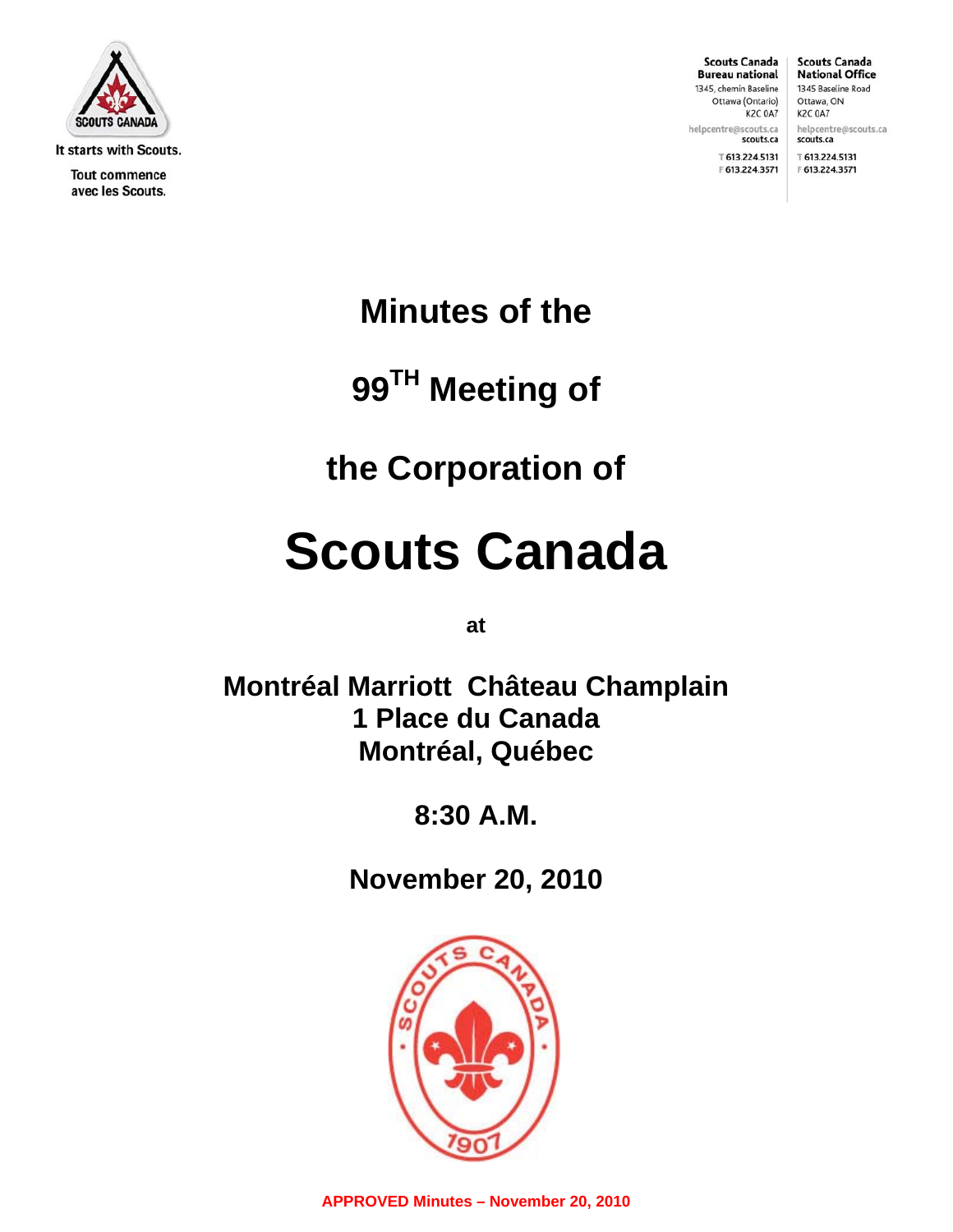SCOUTS CANADA

It starts with Scouts.

Tout commence avec les Scouts.

**Scouts Canada**
**Bureau national**
1345, chemin Baseline
Ottawa (Ontario)
K2C 0A7
helpcentre@scouts.ca
scouts.ca
T 613.224.5131
F 613.224.3571

**Scouts Canada**
**National Office**
1345 Baseline Road
Ottawa, ON
K2C 0A7
helpcentre@scouts.ca
scouts.ca
T 613.224.5131
F 613.224.3571

# Minutes of the

# 99TH Meeting of

# the Corporation of

# Scouts Canada

**at**

**Montréal Marriott Château Champlain**
**1 Place du Canada**
**Montréal, Québec**

**8:30 A.M.**

**November 20, 2010**

**APPROVED Minutes – November 20, 2010**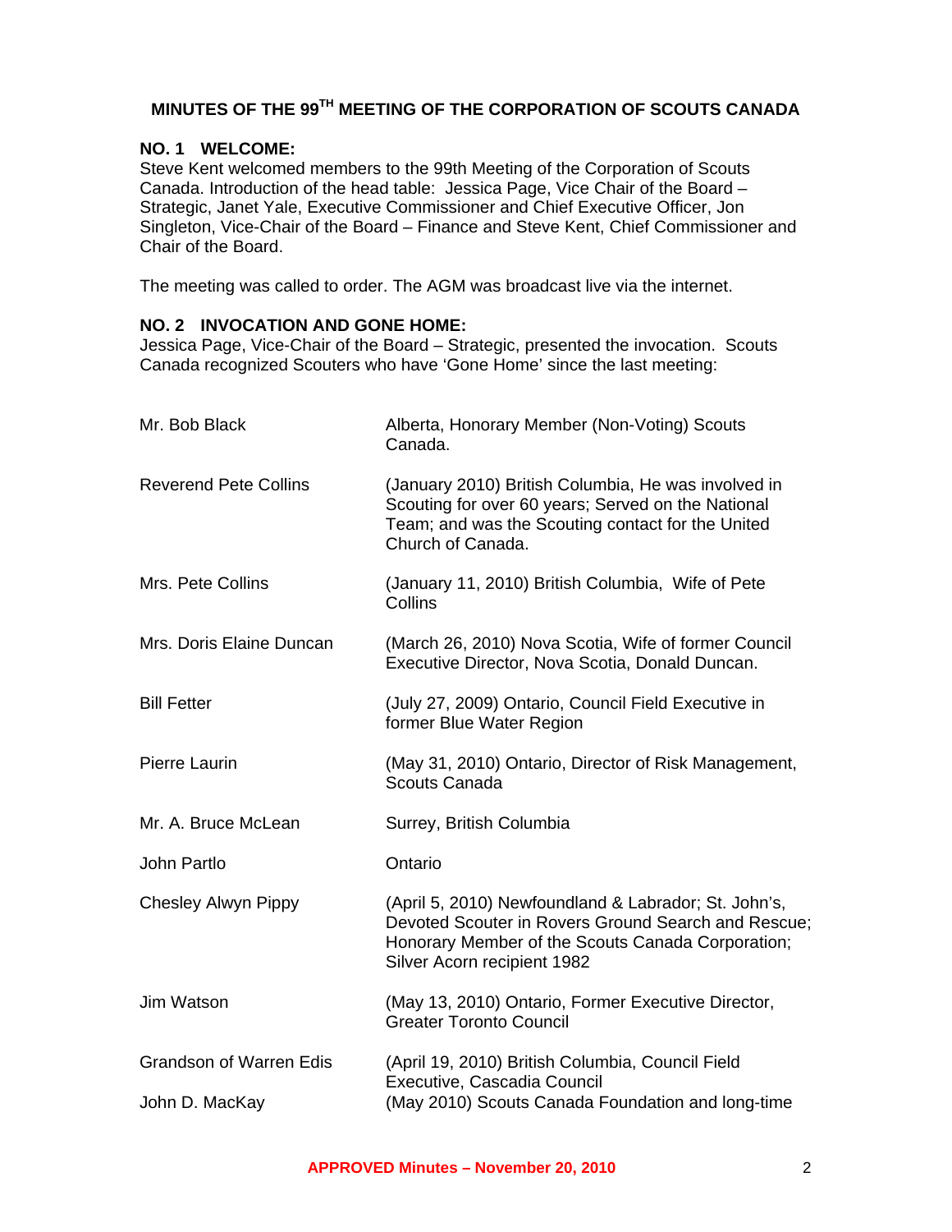# MINUTES OF THE 99TH MEETING OF THE CORPORATION OF SCOUTS CANADA

## NO. 1 WELCOME:

Steve Kent welcomed members to the 99th Meeting of the Corporation of Scouts Canada. Introduction of the head table: Jessica Page, Vice Chair of the Board – Strategic, Janet Yale, Executive Commissioner and Chief Executive Officer, Jon Singleton, Vice-Chair of the Board – Finance and Steve Kent, Chief Commissioner and Chair of the Board.

The meeting was called to order. The AGM was broadcast live via the internet.

## NO. 2 INVOCATION AND GONE HOME:

Jessica Page, Vice-Chair of the Board – Strategic, presented the invocation. Scouts Canada recognized Scouters who have 'Gone Home' since the last meeting:

| | |
|---|---|
| Mr. Bob Black | Alberta, Honorary Member (Non-Voting) Scouts Canada. |
| Reverend Pete Collins | (January 2010) British Columbia, He was involved in Scouting for over 60 years; Served on the National Team; and was the Scouting contact for the United Church of Canada. |
| Mrs. Pete Collins | (January 11, 2010) British Columbia, Wife of Pete Collins |
| Mrs. Doris Elaine Duncan | (March 26, 2010) Nova Scotia, Wife of former Council Executive Director, Nova Scotia, Donald Duncan. |
| Bill Fetter | (July 27, 2009) Ontario, Council Field Executive in former Blue Water Region |
| Pierre Laurin | (May 31, 2010) Ontario, Director of Risk Management, Scouts Canada |
| Mr. A. Bruce McLean | Surrey, British Columbia |
| John Partlo | Ontario |
| Chesley Alwyn Pippy | (April 5, 2010) Newfoundland & Labrador; St. John's, Devoted Scouter in Rovers Ground Search and Rescue; Honorary Member of the Scouts Canada Corporation; Silver Acorn recipient 1982 |
| Jim Watson | (May 13, 2010) Ontario, Former Executive Director, Greater Toronto Council |
| Grandson of Warren Edis | (April 19, 2010) British Columbia, Council Field Executive, Cascadia Council |
| John D. MacKay | (May 2010) Scouts Canada Foundation and long-time |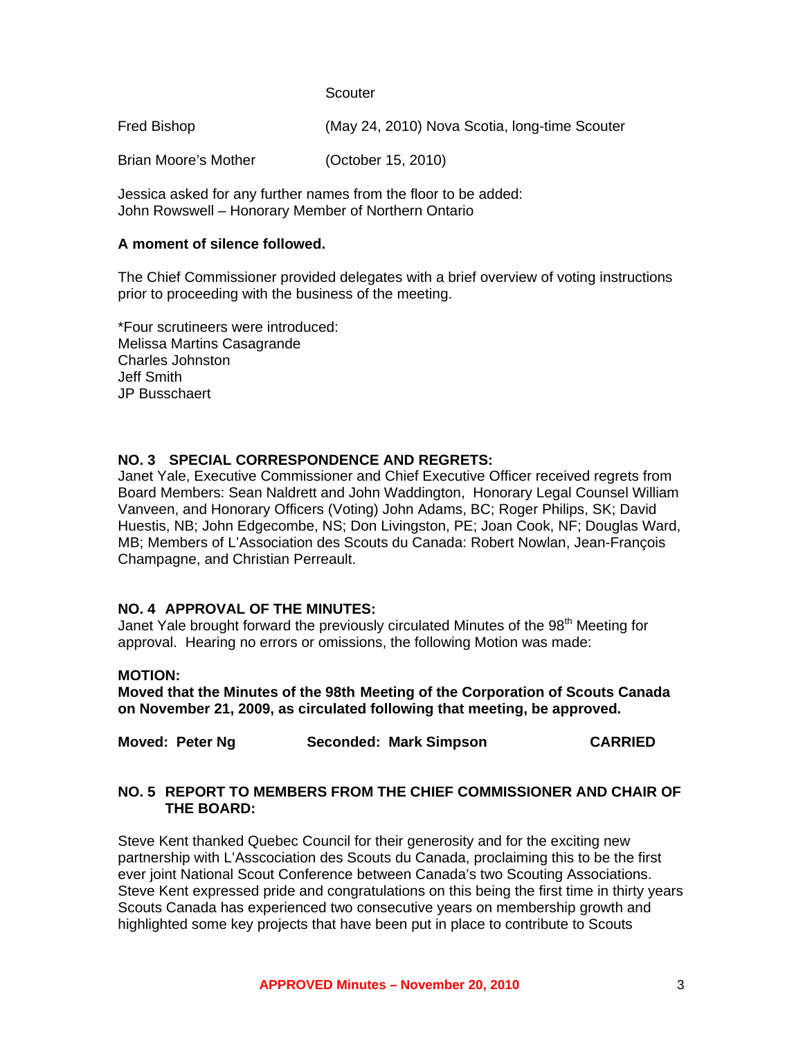Scouter

| | |
|---|---|
| Fred Bishop | (May 24, 2010) Nova Scotia, long-time Scouter |
| Brian Moore's Mother | (October 15, 2010) |

Jessica asked for any further names from the floor to be added:
John Rowswell – Honorary Member of Northern Ontario

**A moment of silence followed.**

The Chief Commissioner provided delegates with a brief overview of voting instructions prior to proceeding with the business of the meeting.

*Four scrutineers were introduced:
Melissa Martins Casagrande
Charles Johnston
Jeff Smith
JP Busschaert

## NO. 3 SPECIAL CORRESPONDENCE AND REGRETS:

Janet Yale, Executive Commissioner and Chief Executive Officer received regrets from Board Members: Sean Naldrett and John Waddington, Honorary Legal Counsel William Vanveen, and Honorary Officers (Voting) John Adams, BC; Roger Philips, SK; David Huestis, NB; John Edgecombe, NS; Don Livingston, PE; Joan Cook, NF; Douglas Ward, MB; Members of L'Association des Scouts du Canada: Robert Nowlan, Jean-François Champagne, and Christian Perreault.

## NO. 4 APPROVAL OF THE MINUTES:

Janet Yale brought forward the previously circulated Minutes of the 98th Meeting for approval. Hearing no errors or omissions, the following Motion was made:

**MOTION:**
**Moved that the Minutes of the 98th Meeting of the Corporation of Scouts Canada on November 21, 2009, as circulated following that meeting, be approved.**

**Moved: Peter Ng Seconded: Mark Simpson CARRIED**

## NO. 5 REPORT TO MEMBERS FROM THE CHIEF COMMISSIONER AND CHAIR OF THE BOARD:

Steve Kent thanked Quebec Council for their generosity and for the exciting new partnership with L'Asscociation des Scouts du Canada, proclaiming this to be the first ever joint National Scout Conference between Canada's two Scouting Associations. Steve Kent expressed pride and congratulations on this being the first time in thirty years Scouts Canada has experienced two consecutive years on membership growth and highlighted some key projects that have been put in place to contribute to Scouts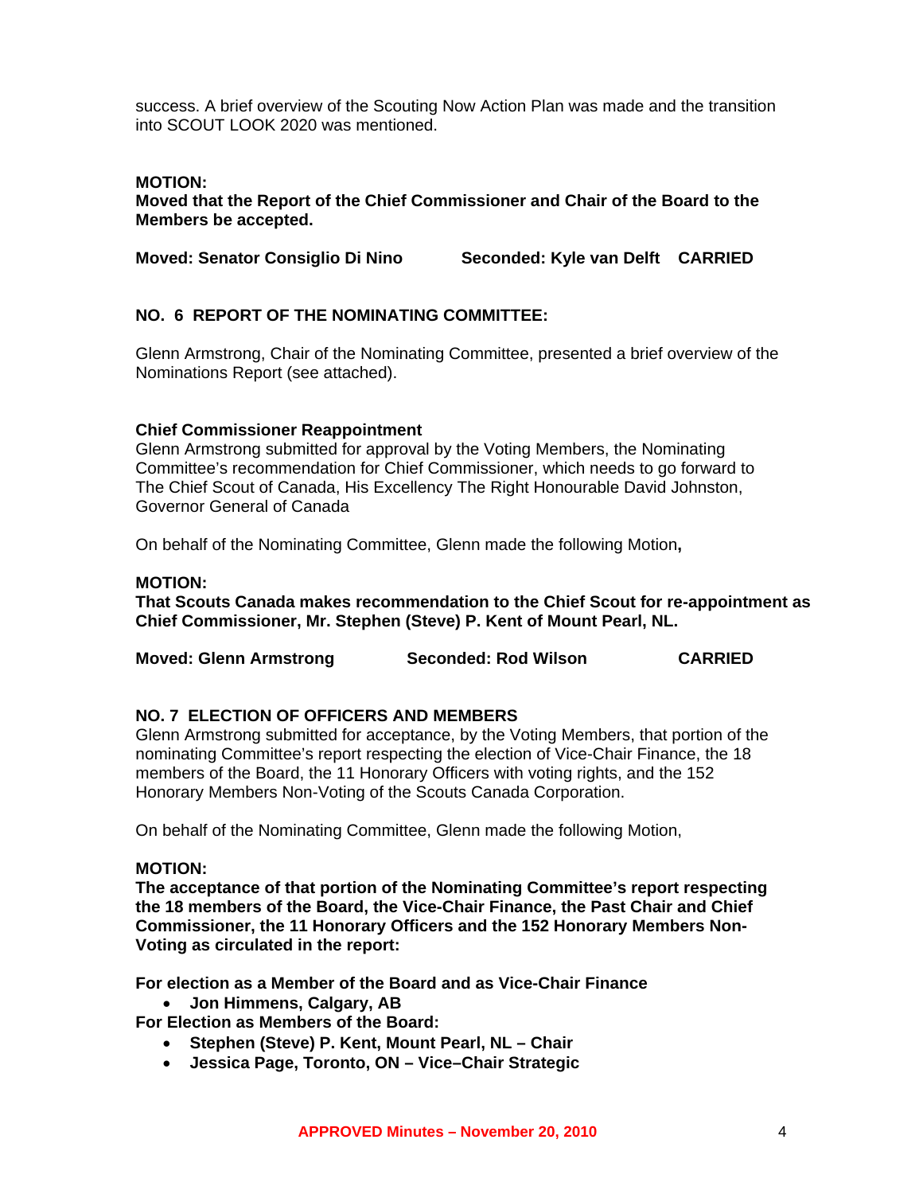success. A brief overview of the Scouting Now Action Plan was made and the transition into SCOUT LOOK 2020 was mentioned.

**MOTION:**
**Moved that the Report of the Chief Commissioner and Chair of the Board to the Members be accepted.**

**Moved: Senator Consiglio Di Nino Seconded: Kyle van Delft CARRIED**

## NO. 6 REPORT OF THE NOMINATING COMMITTEE:

Glenn Armstrong, Chair of the Nominating Committee, presented a brief overview of the Nominations Report (see attached).

### Chief Commissioner Reappointment

Glenn Armstrong submitted for approval by the Voting Members, the Nominating Committee's recommendation for Chief Commissioner, which needs to go forward to The Chief Scout of Canada, His Excellency The Right Honourable David Johnston, Governor General of Canada

On behalf of the Nominating Committee, Glenn made the following Motion**,**

**MOTION:**
**That Scouts Canada makes recommendation to the Chief Scout for re-appointment as Chief Commissioner, Mr. Stephen (Steve) P. Kent of Mount Pearl, NL.**

**Moved: Glenn Armstrong Seconded: Rod Wilson CARRIED**

## NO. 7 ELECTION OF OFFICERS AND MEMBERS

Glenn Armstrong submitted for acceptance, by the Voting Members, that portion of the nominating Committee's report respecting the election of Vice-Chair Finance, the 18 members of the Board, the 11 Honorary Officers with voting rights, and the 152 Honorary Members Non-Voting of the Scouts Canada Corporation.

On behalf of the Nominating Committee, Glenn made the following Motion,

**MOTION:**
**The acceptance of that portion of the Nominating Committee's report respecting the 18 members of the Board, the Vice-Chair Finance, the Past Chair and Chief Commissioner, the 11 Honorary Officers and the 152 Honorary Members Non-Voting as circulated in the report:**

**For election as a Member of the Board and as Vice-Chair Finance**

- **Jon Himmens, Calgary, AB**

**For Election as Members of the Board:**

- **Stephen (Steve) P. Kent, Mount Pearl, NL – Chair**
- **Jessica Page, Toronto, ON – Vice–Chair Strategic**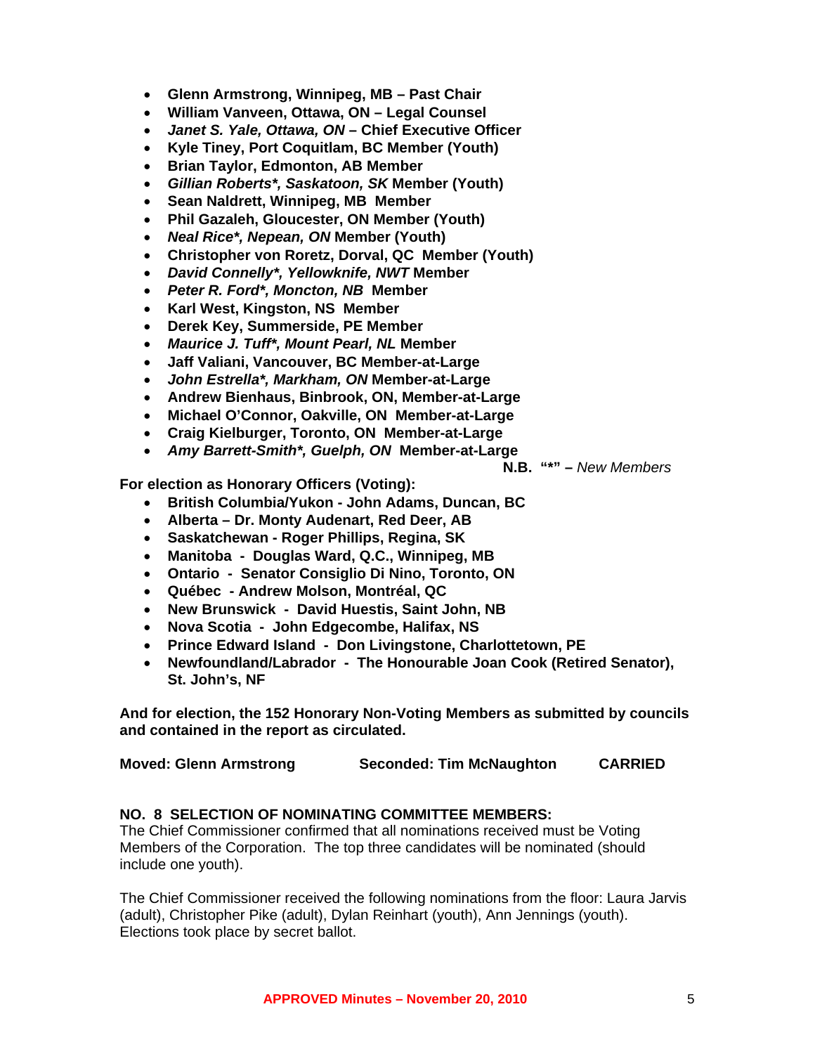- **Glenn Armstrong, Winnipeg, MB – Past Chair**
- **William Vanveen, Ottawa, ON – Legal Counsel**
- ***Janet S. Yale, Ottawa, ON* – Chief Executive Officer**
- **Kyle Tiney, Port Coquitlam, BC Member (Youth)**
- **Brian Taylor, Edmonton, AB Member**
- ***Gillian Roberts*, Saskatoon, SK* Member (Youth)**
- **Sean Naldrett, Winnipeg, MB Member**
- **Phil Gazaleh, Gloucester, ON Member (Youth)**
- ***Neal Rice*, Nepean, ON* Member (Youth)**
- **Christopher von Roretz, Dorval, QC Member (Youth)**
- ***David Connelly*, Yellowknife, NWT* Member**
- ***Peter R. Ford*, Moncton, NB* Member**
- **Karl West, Kingston, NS Member**
- **Derek Key, Summerside, PE Member**
- ***Maurice J. Tuff*, Mount Pearl, NL* Member**
- **Jaff Valiani, Vancouver, BC Member-at-Large**
- ***John Estrella*, Markham, ON* Member-at-Large**
- **Andrew Bienhaus, Binbrook, ON, Member-at-Large**
- **Michael O'Connor, Oakville, ON Member-at-Large**
- **Craig Kielburger, Toronto, ON Member-at-Large**
- ***Amy Barrett-Smith*, Guelph, ON* Member-at-Large**

**N.B. "*" –** *New Members*

**For election as Honorary Officers (Voting):**

- **British Columbia/Yukon - John Adams, Duncan, BC**
- **Alberta – Dr. Monty Audenart, Red Deer, AB**
- **Saskatchewan - Roger Phillips, Regina, SK**
- **Manitoba - Douglas Ward, Q.C., Winnipeg, MB**
- **Ontario - Senator Consiglio Di Nino, Toronto, ON**
- **Québec - Andrew Molson, Montréal, QC**
- **New Brunswick - David Huestis, Saint John, NB**
- **Nova Scotia - John Edgecombe, Halifax, NS**
- **Prince Edward Island - Don Livingstone, Charlottetown, PE**
- **Newfoundland/Labrador - The Honourable Joan Cook (Retired Senator), St. John's, NF**

**And for election, the 152 Honorary Non-Voting Members as submitted by councils and contained in the report as circulated.**

**Moved: Glenn Armstrong Seconded: Tim McNaughton CARRIED**

**NO. 8 SELECTION OF NOMINATING COMMITTEE MEMBERS:**

The Chief Commissioner confirmed that all nominations received must be Voting Members of the Corporation. The top three candidates will be nominated (should include one youth).

The Chief Commissioner received the following nominations from the floor: Laura Jarvis (adult), Christopher Pike (adult), Dylan Reinhart (youth), Ann Jennings (youth). Elections took place by secret ballot.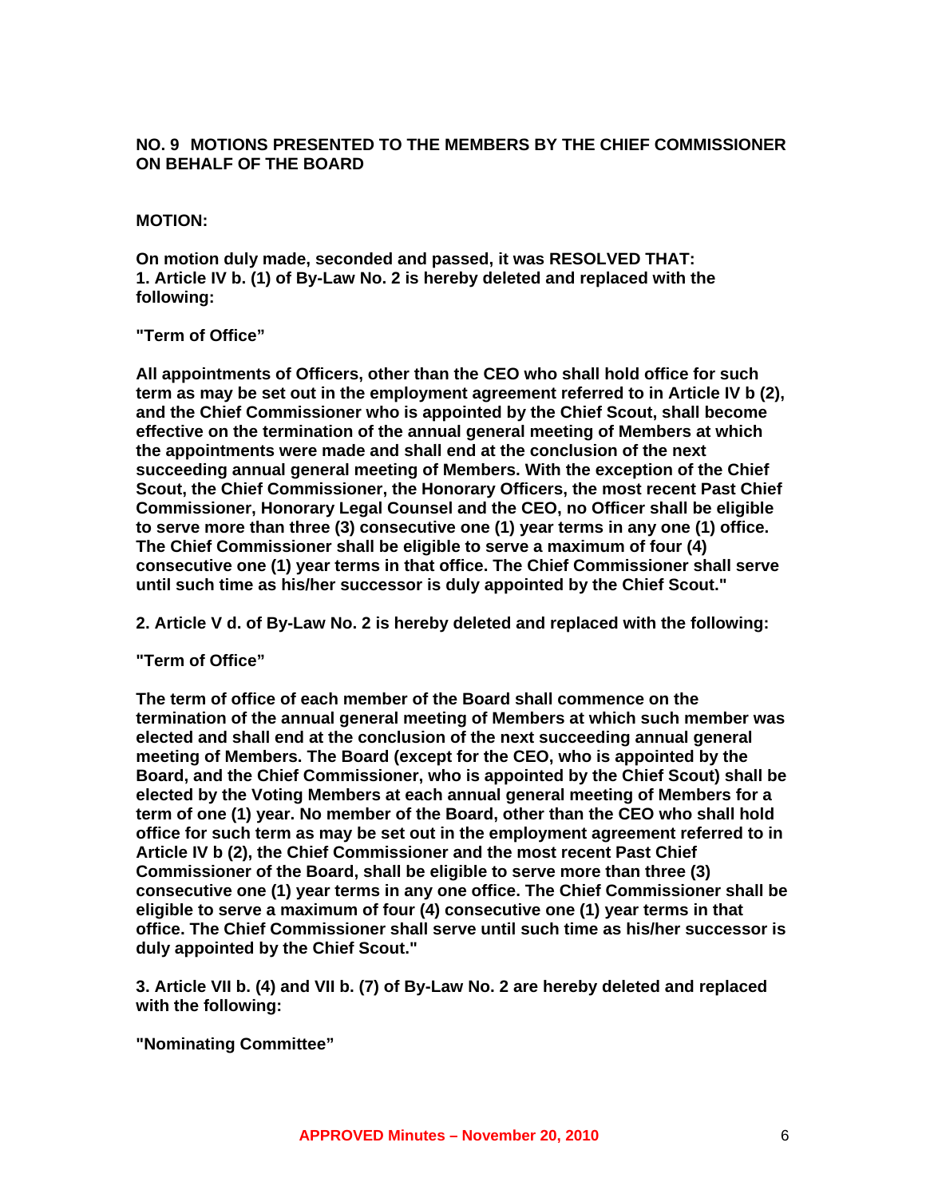**NO. 9 MOTIONS PRESENTED TO THE MEMBERS BY THE CHIEF COMMISSIONER ON BEHALF OF THE BOARD**

**MOTION:**

**On motion duly made, seconded and passed, it was RESOLVED THAT:**
**1. Article IV b. (1) of By-Law No. 2 is hereby deleted and replaced with the following:**

**"Term of Office"**

**All appointments of Officers, other than the CEO who shall hold office for such term as may be set out in the employment agreement referred to in Article IV b (2), and the Chief Commissioner who is appointed by the Chief Scout, shall become effective on the termination of the annual general meeting of Members at which the appointments were made and shall end at the conclusion of the next succeeding annual general meeting of Members. With the exception of the Chief Scout, the Chief Commissioner, the Honorary Officers, the most recent Past Chief Commissioner, Honorary Legal Counsel and the CEO, no Officer shall be eligible to serve more than three (3) consecutive one (1) year terms in any one (1) office. The Chief Commissioner shall be eligible to serve a maximum of four (4) consecutive one (1) year terms in that office. The Chief Commissioner shall serve until such time as his/her successor is duly appointed by the Chief Scout."**

**2. Article V d. of By-Law No. 2 is hereby deleted and replaced with the following:**

**"Term of Office"**

**The term of office of each member of the Board shall commence on the termination of the annual general meeting of Members at which such member was elected and shall end at the conclusion of the next succeeding annual general meeting of Members. The Board (except for the CEO, who is appointed by the Board, and the Chief Commissioner, who is appointed by the Chief Scout) shall be elected by the Voting Members at each annual general meeting of Members for a term of one (1) year. No member of the Board, other than the CEO who shall hold office for such term as may be set out in the employment agreement referred to in Article IV b (2), the Chief Commissioner and the most recent Past Chief Commissioner of the Board, shall be eligible to serve more than three (3) consecutive one (1) year terms in any one office. The Chief Commissioner shall be eligible to serve a maximum of four (4) consecutive one (1) year terms in that office. The Chief Commissioner shall serve until such time as his/her successor is duly appointed by the Chief Scout."**

**3. Article VII b. (4) and VII b. (7) of By-Law No. 2 are hereby deleted and replaced with the following:**

**"Nominating Committee"**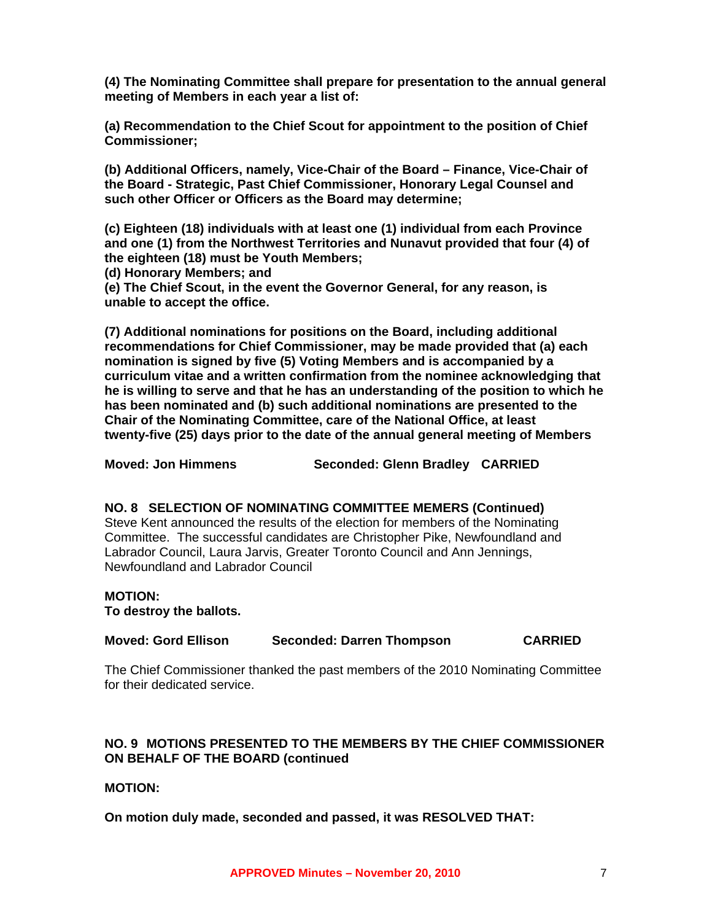**(4) The Nominating Committee shall prepare for presentation to the annual general meeting of Members in each year a list of:**

**(a) Recommendation to the Chief Scout for appointment to the position of Chief Commissioner;**

**(b) Additional Officers, namely, Vice-Chair of the Board – Finance, Vice-Chair of the Board - Strategic, Past Chief Commissioner, Honorary Legal Counsel and such other Officer or Officers as the Board may determine;**

**(c) Eighteen (18) individuals with at least one (1) individual from each Province and one (1) from the Northwest Territories and Nunavut provided that four (4) of the eighteen (18) must be Youth Members;**
**(d) Honorary Members; and**
**(e) The Chief Scout, in the event the Governor General, for any reason, is unable to accept the office.**

**(7) Additional nominations for positions on the Board, including additional recommendations for Chief Commissioner, may be made provided that (a) each nomination is signed by five (5) Voting Members and is accompanied by a curriculum vitae and a written confirmation from the nominee acknowledging that he is willing to serve and that he has an understanding of the position to which he has been nominated and (b) such additional nominations are presented to the Chair of the Nominating Committee, care of the National Office, at least twenty-five (25) days prior to the date of the annual general meeting of Members**

**Moved: Jon Himmens Seconded: Glenn Bradley CARRIED**

**NO. 8 SELECTION OF NOMINATING COMMITTEE MEMERS (Continued)**
Steve Kent announced the results of the election for members of the Nominating Committee. The successful candidates are Christopher Pike, Newfoundland and Labrador Council, Laura Jarvis, Greater Toronto Council and Ann Jennings, Newfoundland and Labrador Council

**MOTION:**
**To destroy the ballots.**

**Moved: Gord Ellison Seconded: Darren Thompson CARRIED**

The Chief Commissioner thanked the past members of the 2010 Nominating Committee for their dedicated service.

**NO. 9 MOTIONS PRESENTED TO THE MEMBERS BY THE CHIEF COMMISSIONER ON BEHALF OF THE BOARD (continued**

**MOTION:**

**On motion duly made, seconded and passed, it was RESOLVED THAT:**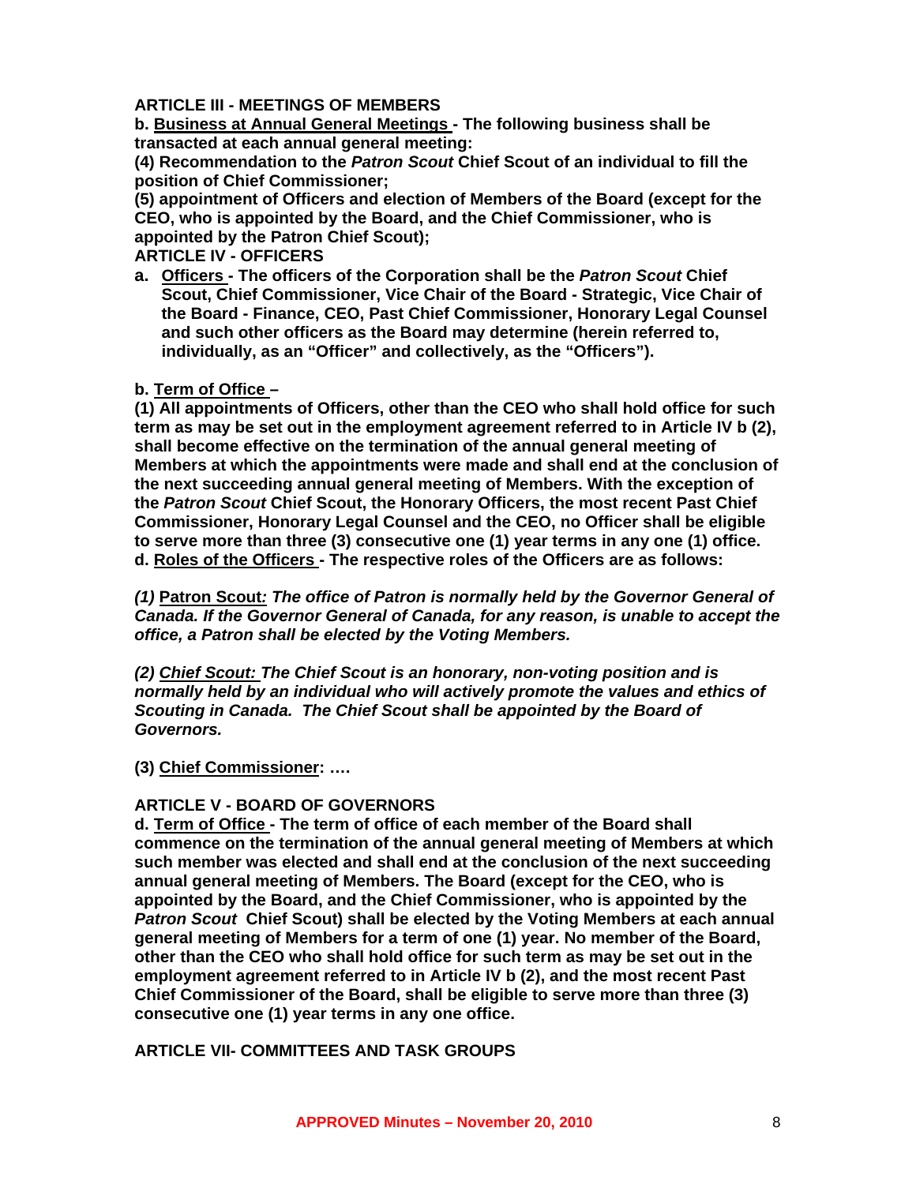**ARTICLE III - MEETINGS OF MEMBERS**

**b. Business at Annual General Meetings - The following business shall be transacted at each annual general meeting:**

**(4) Recommendation to the *Patron Scout* Chief Scout of an individual to fill the position of Chief Commissioner;**

**(5) appointment of Officers and election of Members of the Board (except for the CEO, who is appointed by the Board, and the Chief Commissioner, who is appointed by the Patron Chief Scout);**

**ARTICLE IV - OFFICERS**

**a. Officers - The officers of the Corporation shall be the *Patron Scout* Chief Scout, Chief Commissioner, Vice Chair of the Board - Strategic, Vice Chair of the Board - Finance, CEO, Past Chief Commissioner, Honorary Legal Counsel and such other officers as the Board may determine (herein referred to, individually, as an "Officer" and collectively, as the "Officers").**

**b. Term of Office –**

**(1) All appointments of Officers, other than the CEO who shall hold office for such term as may be set out in the employment agreement referred to in Article IV b (2), shall become effective on the termination of the annual general meeting of Members at which the appointments were made and shall end at the conclusion of the next succeeding annual general meeting of Members. With the exception of the *Patron Scout* Chief Scout, the Honorary Officers, the most recent Past Chief Commissioner, Honorary Legal Counsel and the CEO, no Officer shall be eligible to serve more than three (3) consecutive one (1) year terms in any one (1) office.**

**d. Roles of the Officers - The respective roles of the Officers are as follows:**

***(1)* Patron Scout*: The office of Patron is normally held by the Governor General of Canada. If the Governor General of Canada, for any reason, is unable to accept the office, a Patron shall be elected by the Voting Members.***

***(2) Chief Scout: The Chief Scout is an honorary, non-voting position and is normally held by an individual who will actively promote the values and ethics of Scouting in Canada. The Chief Scout shall be appointed by the Board of Governors.***

**(3) Chief Commissioner: ….**

**ARTICLE V - BOARD OF GOVERNORS**

**d. Term of Office - The term of office of each member of the Board shall commence on the termination of the annual general meeting of Members at which such member was elected and shall end at the conclusion of the next succeeding annual general meeting of Members. The Board (except for the CEO, who is appointed by the Board, and the Chief Commissioner, who is appointed by the *Patron Scout* Chief Scout) shall be elected by the Voting Members at each annual general meeting of Members for a term of one (1) year. No member of the Board, other than the CEO who shall hold office for such term as may be set out in the employment agreement referred to in Article IV b (2), and the most recent Past Chief Commissioner of the Board, shall be eligible to serve more than three (3) consecutive one (1) year terms in any one office.**

**ARTICLE VII- COMMITTEES AND TASK GROUPS**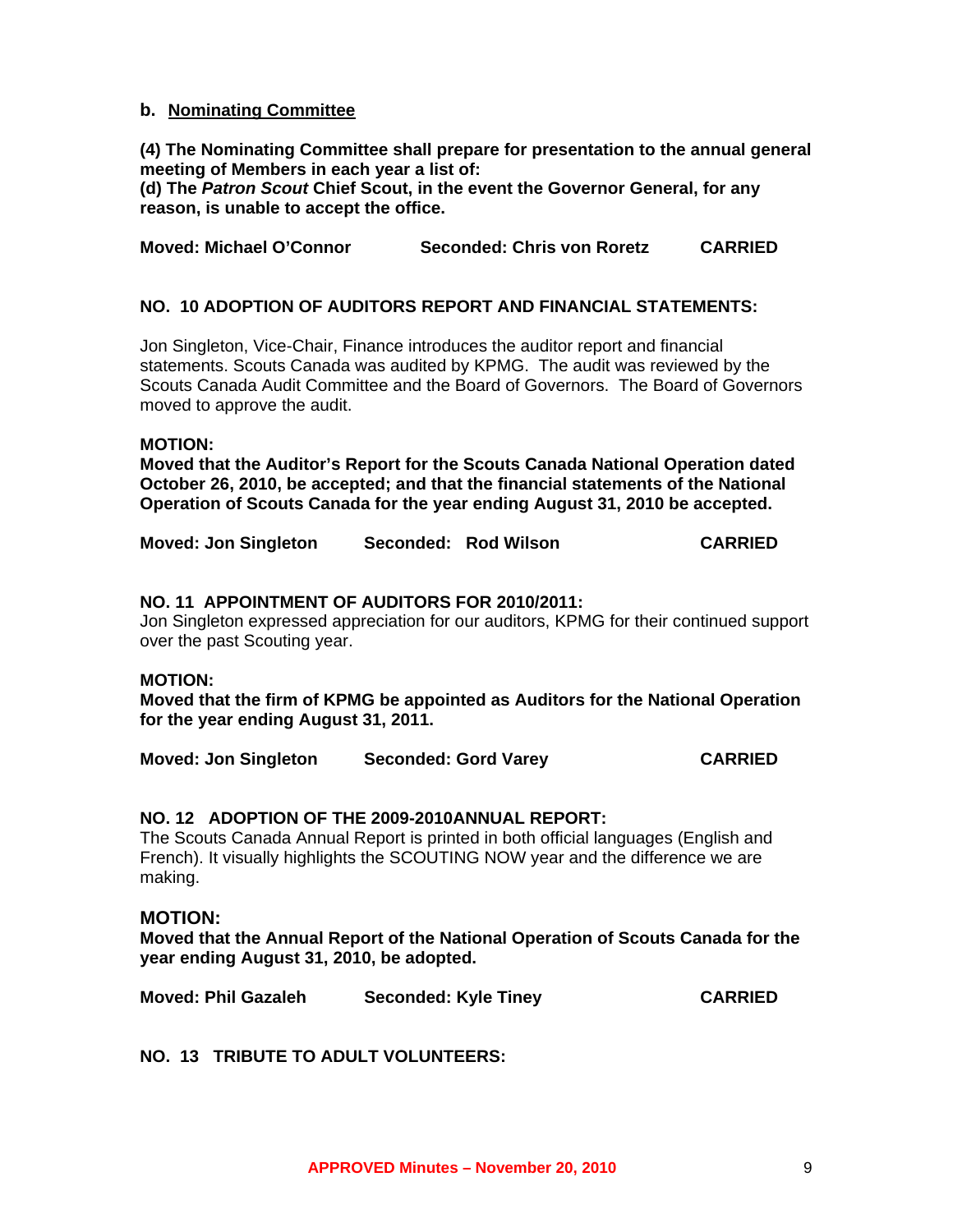**b. Nominating Committee**

**(4) The Nominating Committee shall prepare for presentation to the annual general meeting of Members in each year a list of:**
**(d) The *Patron Scout* Chief Scout, in the event the Governor General, for any reason, is unable to accept the office.**

**Moved: Michael O'Connor Seconded: Chris von Roretz CARRIED**

**NO. 10 ADOPTION OF AUDITORS REPORT AND FINANCIAL STATEMENTS:**

Jon Singleton, Vice-Chair, Finance introduces the auditor report and financial statements. Scouts Canada was audited by KPMG. The audit was reviewed by the Scouts Canada Audit Committee and the Board of Governors. The Board of Governors moved to approve the audit.

**MOTION:**
**Moved that the Auditor's Report for the Scouts Canada National Operation dated October 26, 2010, be accepted; and that the financial statements of the National Operation of Scouts Canada for the year ending August 31, 2010 be accepted.**

**Moved: Jon Singleton Seconded: Rod Wilson CARRIED**

**NO. 11 APPOINTMENT OF AUDITORS FOR 2010/2011:**
Jon Singleton expressed appreciation for our auditors, KPMG for their continued support over the past Scouting year.

**MOTION:**
**Moved that the firm of KPMG be appointed as Auditors for the National Operation for the year ending August 31, 2011.**

**Moved: Jon Singleton Seconded: Gord Varey CARRIED**

**NO. 12 ADOPTION OF THE 2009-2010ANNUAL REPORT:**
The Scouts Canada Annual Report is printed in both official languages (English and French). It visually highlights the SCOUTING NOW year and the difference we are making.

**MOTION:**
**Moved that the Annual Report of the National Operation of Scouts Canada for the year ending August 31, 2010, be adopted.**

**Moved: Phil Gazaleh Seconded: Kyle Tiney CARRIED**

**NO. 13 TRIBUTE TO ADULT VOLUNTEERS:**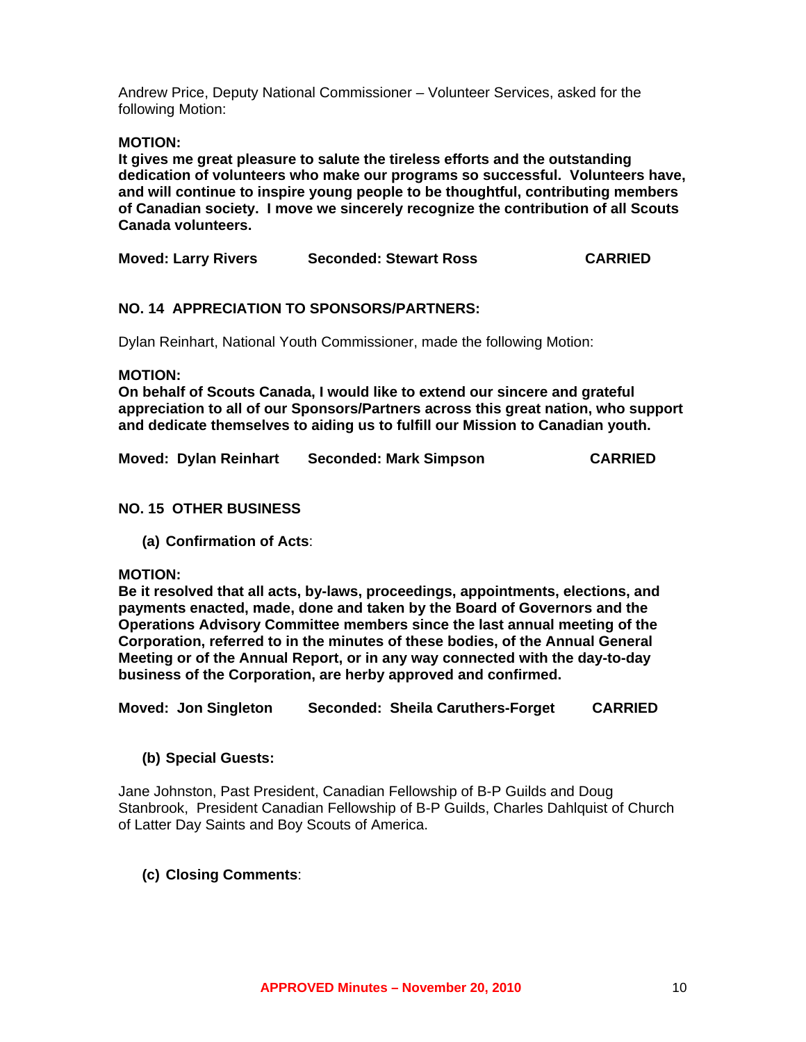Andrew Price, Deputy National Commissioner – Volunteer Services, asked for the following Motion:

**MOTION:**
**It gives me great pleasure to salute the tireless efforts and the outstanding dedication of volunteers who make our programs so successful. Volunteers have, and will continue to inspire young people to be thoughtful, contributing members of Canadian society. I move we sincerely recognize the contribution of all Scouts Canada volunteers.**

**Moved: Larry Rivers    Seconded: Stewart Ross    CARRIED**

## NO. 14 APPRECIATION TO SPONSORS/PARTNERS:

Dylan Reinhart, National Youth Commissioner, made the following Motion:

**MOTION:**
**On behalf of Scouts Canada, I would like to extend our sincere and grateful appreciation to all of our Sponsors/Partners across this great nation, who support and dedicate themselves to aiding us to fulfill our Mission to Canadian youth.**

**Moved: Dylan Reinhart    Seconded: Mark Simpson    CARRIED**

## NO. 15 OTHER BUSINESS

### (a) Confirmation of Acts:

**MOTION:**
**Be it resolved that all acts, by-laws, proceedings, appointments, elections, and payments enacted, made, done and taken by the Board of Governors and the Operations Advisory Committee members since the last annual meeting of the Corporation, referred to in the minutes of these bodies, of the Annual General Meeting or of the Annual Report, or in any way connected with the day-to-day business of the Corporation, are herby approved and confirmed.**

**Moved: Jon Singleton    Seconded: Sheila Caruthers-Forget    CARRIED**

### (b) Special Guests:

Jane Johnston, Past President, Canadian Fellowship of B-P Guilds and Doug Stanbrook, President Canadian Fellowship of B-P Guilds, Charles Dahlquist of Church of Latter Day Saints and Boy Scouts of America.

### (c) Closing Comments:

APPROVED Minutes – November 20, 2010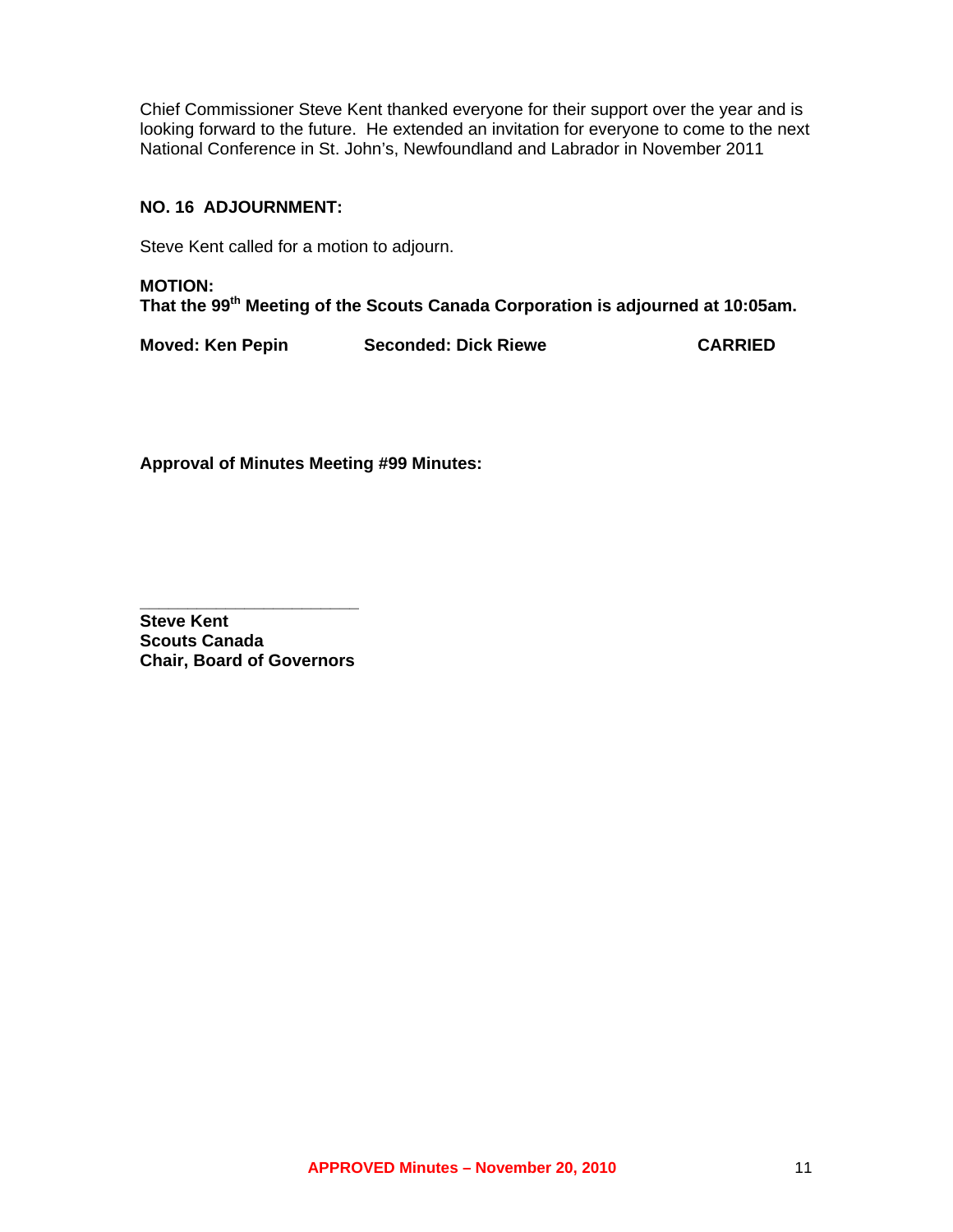Chief Commissioner Steve Kent thanked everyone for their support over the year and is looking forward to the future. He extended an invitation for everyone to come to the next National Conference in St. John's, Newfoundland and Labrador in November 2011

**NO. 16 ADJOURNMENT:**

Steve Kent called for a motion to adjourn.

**MOTION:**
**That the 99th Meeting of the Scouts Canada Corporation is adjourned at 10:05am.**

**Moved: Ken Pepin** **Seconded: Dick Riewe** **CARRIED**

**Approval of Minutes Meeting #99 Minutes:**

\_\_\_\_\_\_\_\_\_\_\_\_\_\_\_\_\_\_\_\_\_\_\_\_
**Steve Kent**
**Scouts Canada**
**Chair, Board of Governors**

**APPROVED Minutes – November 20, 2010**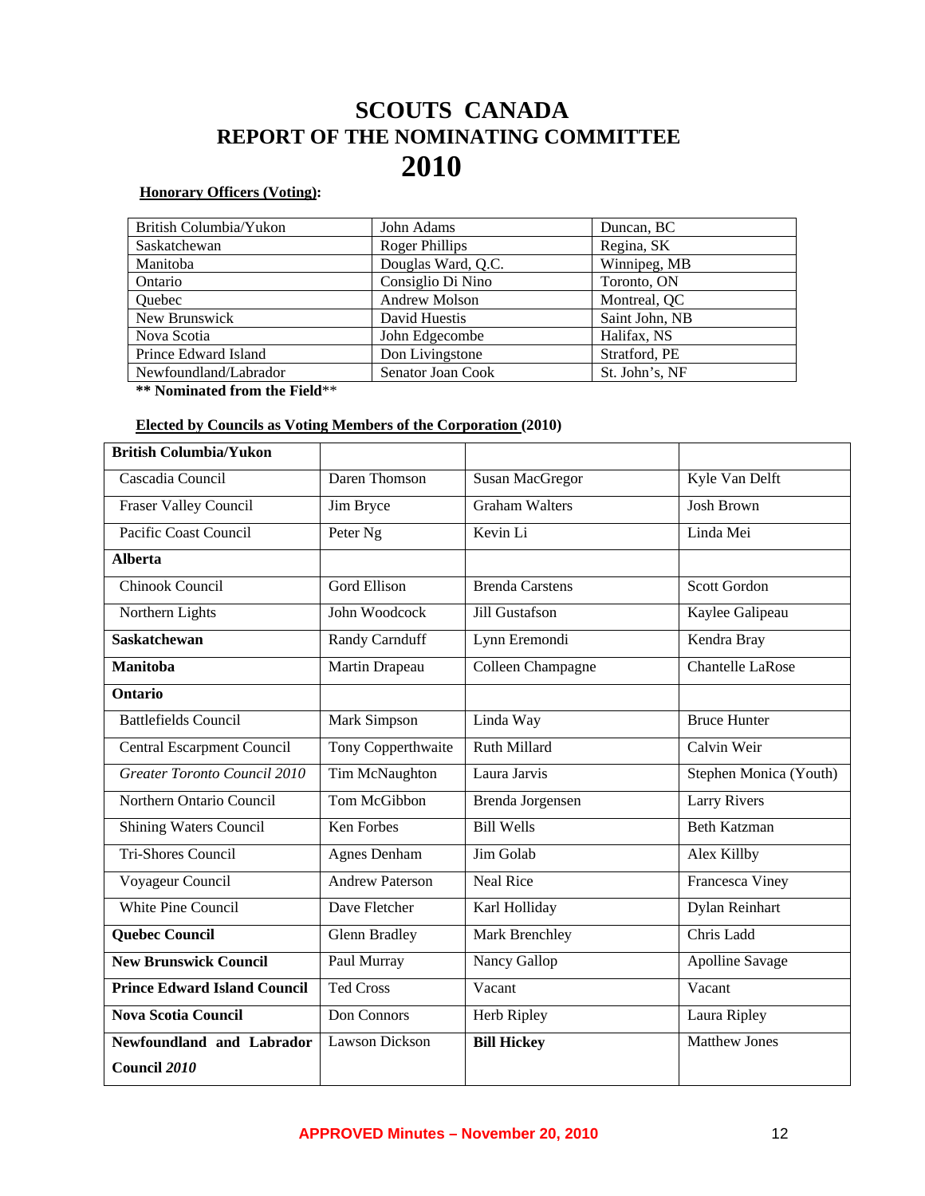# SCOUTS CANADA
## REPORT OF THE NOMINATING COMMITTEE
## 2010

**Honorary Officers (Voting):**

| | | |
|---|---|---|
| British Columbia/Yukon | John Adams | Duncan, BC |
| Saskatchewan | Roger Phillips | Regina, SK |
| Manitoba | Douglas Ward, Q.C. | Winnipeg, MB |
| Ontario | Consiglio Di Nino | Toronto, ON |
| Quebec | Andrew Molson | Montreal, QC |
| New Brunswick | David Huestis | Saint John, NB |
| Nova Scotia | John Edgecombe | Halifax, NS |
| Prince Edward Island | Don Livingstone | Stratford, PE |
| Newfoundland/Labrador | Senator Joan Cook | St. John's, NF |

**** Nominated from the Field****

**Elected by Councils as Voting Members of the Corporation (2010)**

| | | | |
|---|---|---|---|
| **British Columbia/Yukon** | | | |
| Cascadia Council | Daren Thomson | Susan MacGregor | Kyle Van Delft |
| Fraser Valley Council | Jim Bryce | Graham Walters | Josh Brown |
| Pacific Coast Council | Peter Ng | Kevin Li | Linda Mei |
| **Alberta** | | | |
| Chinook Council | Gord Ellison | Brenda Carstens | Scott Gordon |
| Northern Lights | John Woodcock | Jill Gustafson | Kaylee Galipeau |
| **Saskatchewan** | Randy Carnduff | Lynn Eremondi | Kendra Bray |
| **Manitoba** | Martin Drapeau | Colleen Champagne | Chantelle LaRose |
| **Ontario** | | | |
| Battlefields Council | Mark Simpson | Linda Way | Bruce Hunter |
| Central Escarpment Council | Tony Copperthwaite | Ruth Millard | Calvin Weir |
| *Greater Toronto Council 2010* | Tim McNaughton | Laura Jarvis | Stephen Monica (Youth) |
| Northern Ontario Council | Tom McGibbon | Brenda Jorgensen | Larry Rivers |
| Shining Waters Council | Ken Forbes | Bill Wells | Beth Katzman |
| Tri-Shores Council | Agnes Denham | Jim Golab | Alex Killby |
| Voyageur Council | Andrew Paterson | Neal Rice | Francesca Viney |
| White Pine Council | Dave Fletcher | Karl Holliday | Dylan Reinhart |
| **Quebec Council** | Glenn Bradley | Mark Brenchley | Chris Ladd |
| **New Brunswick Council** | Paul Murray | Nancy Gallop | Apolline Savage |
| **Prince Edward Island Council** | Ted Cross | Vacant | Vacant |
| **Nova Scotia Council** | Don Connors | Herb Ripley | Laura Ripley |
| **Newfoundland and Labrador Council *2010*** | Lawson Dickson | **Bill Hickey** | Matthew Jones |

APPROVED Minutes – November 20, 2010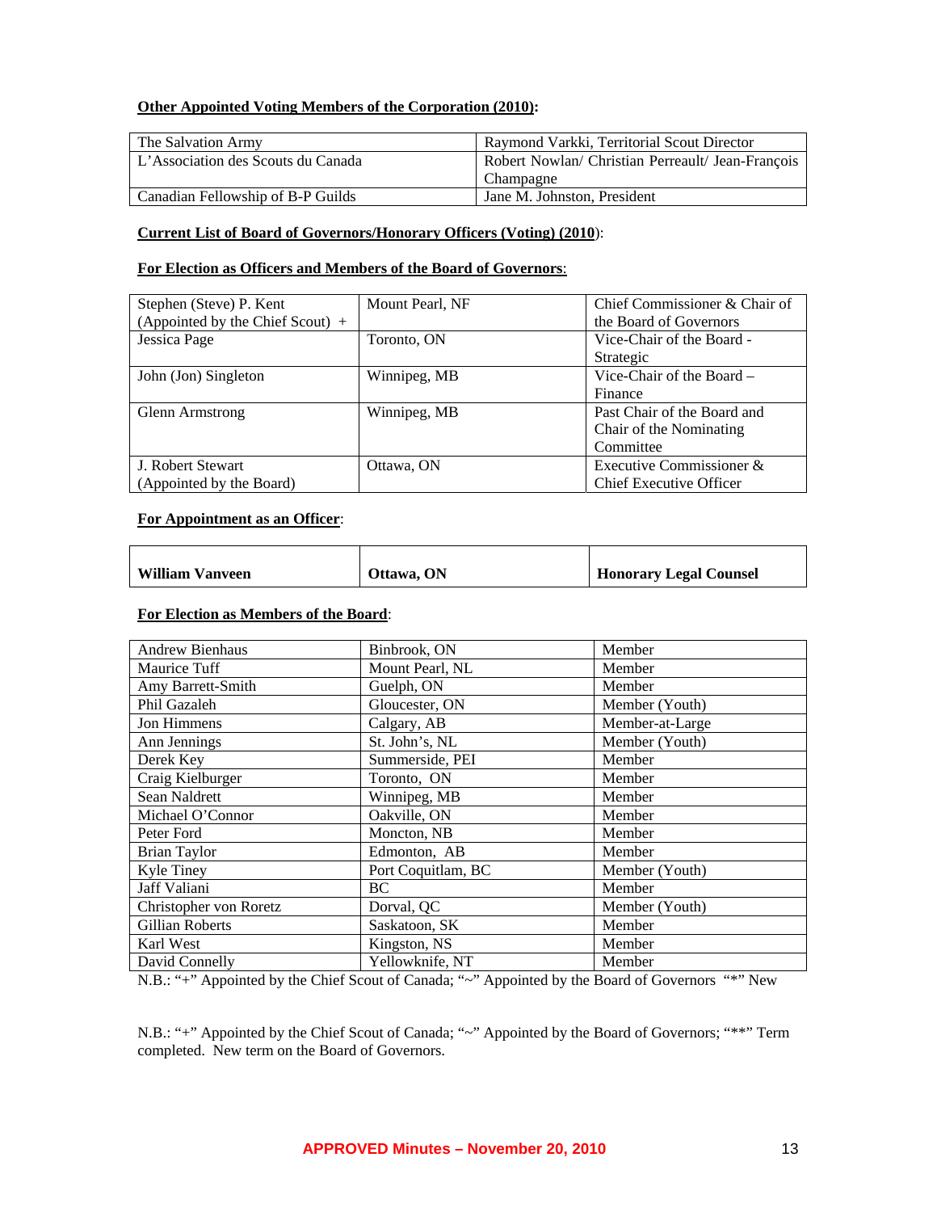**Other Appointed Voting Members of the Corporation (2010):**

| | |
|---|---|
| The Salvation Army | Raymond Varkki, Territorial Scout Director |
| L'Association des Scouts du Canada | Robert Nowlan/ Christian Perreault/ Jean-François Champagne |
| Canadian Fellowship of B-P Guilds | Jane M. Johnston, President |

**Current List of Board of Governors/Honorary Officers (Voting) (2010)**:

**For Election as Officers and Members of the Board of Governors**:

| | | |
|---|---|---|
| Stephen (Steve) P. Kent (Appointed by the Chief Scout) + | Mount Pearl, NF | Chief Commissioner & Chair of the Board of Governors |
| Jessica Page | Toronto, ON | Vice-Chair of the Board - Strategic |
| John (Jon) Singleton | Winnipeg, MB | Vice-Chair of the Board – Finance |
| Glenn Armstrong | Winnipeg, MB | Past Chair of the Board and Chair of the Nominating Committee |
| J. Robert Stewart (Appointed by the Board) | Ottawa, ON | Executive Commissioner & Chief Executive Officer |

**For Appointment as an Officer**:

| | | |
|---|---|---|
| **William Vanveen** | **Ottawa, ON** | **Honorary Legal Counsel** |

**For Election as Members of the Board**:

| | | |
|---|---|---|
| Andrew Bienhaus | Binbrook, ON | Member |
| Maurice Tuff | Mount Pearl, NL | Member |
| Amy Barrett-Smith | Guelph, ON | Member |
| Phil Gazaleh | Gloucester, ON | Member (Youth) |
| Jon Himmens | Calgary, AB | Member-at-Large |
| Ann Jennings | St. John's, NL | Member (Youth) |
| Derek Key | Summerside, PEI | Member |
| Craig Kielburger | Toronto, ON | Member |
| Sean Naldrett | Winnipeg, MB | Member |
| Michael O'Connor | Oakville, ON | Member |
| Peter Ford | Moncton, NB | Member |
| Brian Taylor | Edmonton, AB | Member |
| Kyle Tiney | Port Coquitlam, BC | Member (Youth) |
| Jaff Valiani | BC | Member |
| Christopher von Roretz | Dorval, QC | Member (Youth) |
| Gillian Roberts | Saskatoon, SK | Member |
| Karl West | Kingston, NS | Member |
| David Connelly | Yellowknife, NT | Member |

N.B.: "+" Appointed by the Chief Scout of Canada; "~" Appointed by the Board of Governors "*" New

N.B.: "+" Appointed by the Chief Scout of Canada; "~" Appointed by the Board of Governors; "**" Term completed. New term on the Board of Governors.

APPROVED Minutes – November 20, 2010